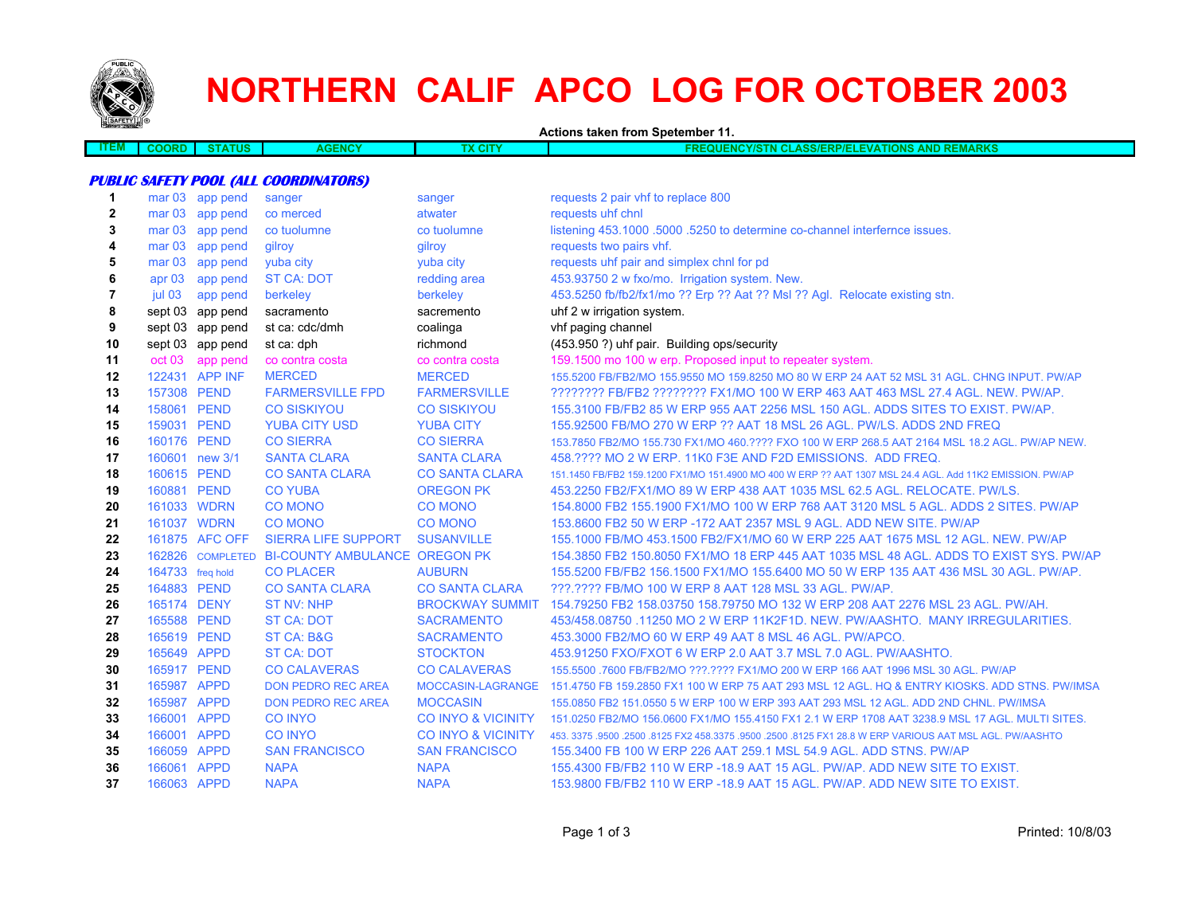# NORTHERN CALIF APCO LOG FOR OCTOBER 2003

**Actions taken from Spetember 11.**

| ITEM | COORD | STATUS | AGENCY | TX CITY | FREQUENCY/STN CLASS/ERP/ELEVATIONS AND REMARKS |
|---|---|---|---|---|---|
| ***PUBLIC SAFETY POOL (ALL COORDINATORS)*** | | | | | |
| 1 | mar 03 | app pend | sanger | sanger | requests 2 pair vhf to replace 800 |
| 2 | mar 03 | app pend | co merced | atwater | requests uhf chnl |
| 3 | mar 03 | app pend | co tuolumne | co tuolumne | listening 453.1000 .5000 .5250 to determine co-channel interfernce issues. |
| 4 | mar 03 | app pend | gilroy | gilroy | requests two pairs vhf. |
| 5 | mar 03 | app pend | yuba city | yuba city | requests uhf pair and simplex chnl for pd |
| 6 | apr 03 | app pend | ST CA: DOT | redding area | 453.93750 2 w fxo/mo. Irrigation system. New. |
| 7 | jul 03 | app pend | berkeley | berkeley | 453.5250 fb/fb2/fx1/mo ?? Erp ?? Aat ?? Msl ?? Agl. Relocate existing stn. |
| 8 | sept 03 | app pend | sacramento | sacremento | uhf 2 w irrigation system. |
| 9 | sept 03 | app pend | st ca: cdc/dmh | coalinga | vhf paging channel |
| 10 | sept 03 | app pend | st ca: dph | richmond | (453.950 ?) uhf pair. Building ops/security |
| 11 | oct 03 | app pend | co contra costa | co contra costa | 159.1500 mo 100 w erp. Proposed input to repeater system. |
| 12 | 122431 | APP INF | MERCED | MERCED | 155.5200 FB/FB2/MO 155.9550 MO 159.8250 MO 80 W ERP 24 AAT 52 MSL 31 AGL. CHNG INPUT. PW/AP |
| 13 | 157308 | PEND | FARMERSVILLE FPD | FARMERSVILLE | ???????? FB/FB2 ???????? FX1/MO 100 W ERP 463 AAT 463 MSL 27.4 AGL. NEW. PW/AP. |
| 14 | 158061 | PEND | CO SISKIYOU | CO SISKIYOU | 155.3100 FB/FB2 85 W ERP 955 AAT 2256 MSL 150 AGL. ADDS SITES TO EXIST. PW/AP. |
| 15 | 159031 | PEND | YUBA CITY USD | YUBA CITY | 155.92500 FB/MO 270 W ERP ?? AAT 18 MSL 26 AGL. PW/LS. ADDS 2ND FREQ |
| 16 | 160176 | PEND | CO SIERRA | CO SIERRA | 153.7850 FB2/MO 155.730 FX1/MO 460.???? FXO 100 W ERP 268.5 AAT 2164 MSL 18.2 AGL. PW/AP NEW. |
| 17 | 160601 | new 3/1 | SANTA CLARA | SANTA CLARA | 458.???? MO 2 W ERP. 11K0 F3E AND F2D EMISSIONS. ADD FREQ. |
| 18 | 160615 | PEND | CO SANTA CLARA | CO SANTA CLARA | 151.1450 FB/FB2 159.1200 FX1/MO 151.4900 MO 400 W ERP ?? AAT 1307 MSL 24.4 AGL. Add 11K2 EMISSION. PW/AP |
| 19 | 160881 | PEND | CO YUBA | OREGON PK | 453.2250 FB2/FX1/MO 89 W ERP 438 AAT 1035 MSL 62.5 AGL. RELOCATE. PW/LS. |
| 20 | 161033 | WDRN | CO MONO | CO MONO | 154.8000 FB2 155.1900 FX1/MO 100 W ERP 768 AAT 3120 MSL 5 AGL. ADDS 2 SITES. PW/AP |
| 21 | 161037 | WDRN | CO MONO | CO MONO | 153.8600 FB2 50 W ERP -172 AAT 2357 MSL 9 AGL. ADD NEW SITE. PW/AP |
| 22 | 161875 | AFC OFF | SIERRA LIFE SUPPORT | SUSANVILLE | 155.1000 FB/MO 453.1500 FB2/FX1/MO 60 W ERP 225 AAT 1675 MSL 12 AGL. NEW. PW/AP |
| 23 | 162826 | COMPLETED | BI-COUNTY AMBULANCE | OREGON PK | 154.3850 FB2 150.8050 FX1/MO 18 ERP 445 AAT 1035 MSL 48 AGL. ADDS TO EXIST SYS. PW/AP |
| 24 | 164733 | freq hold | CO PLACER | AUBURN | 155.5200 FB/FB2 156.1500 FX1/MO 155.6400 MO 50 W ERP 135 AAT 436 MSL 30 AGL. PW/AP. |
| 25 | 164883 | PEND | CO SANTA CLARA | CO SANTA CLARA | ???.???? FB/MO 100 W ERP 8 AAT 128 MSL 33 AGL. PW/AP. |
| 26 | 165174 | DENY | ST NV: NHP | BROCKWAY SUMMIT | 154.79250 FB2 158.03750 158.79750 MO 132 W ERP 208 AAT 2276 MSL 23 AGL. PW/AH. |
| 27 | 165588 | PEND | ST CA: DOT | SACRAMENTO | 453/458.08750 .11250 MO 2 W ERP 11K2F1D. NEW. PW/AASHTO. MANY IRREGULARITIES. |
| 28 | 165619 | PEND | ST CA: B&G | SACRAMENTO | 453.3000 FB2/MO 60 W ERP 49 AAT 8 MSL 46 AGL. PW/APCO. |
| 29 | 165649 | APPD | ST CA: DOT | STOCKTON | 453.91250 FXO/FXOT 6 W ERP 2.0 AAT 3.7 MSL 7.0 AGL. PW/AASHTO. |
| 30 | 165917 | PEND | CO CALAVERAS | CO CALAVERAS | 155.5500 .7600 FB/FB2/MO ???.???? FX1/MO 200 W ERP 166 AAT 1996 MSL 30 AGL. PW/AP |
| 31 | 165987 | APPD | DON PEDRO REC AREA | MOCCASIN-LAGRANGE | 151.4750 FB 159.2850 FX1 100 W ERP 75 AAT 293 MSL 12 AGL. HQ & ENTRY KIOSKS. ADD STNS. PW/IMSA |
| 32 | 165987 | APPD | DON PEDRO REC AREA | MOCCASIN | 155.0850 FB2 151.0550 5 W ERP 100 W ERP 393 AAT 293 MSL 12 AGL. ADD 2ND CHNL. PW/IMSA |
| 33 | 166001 | APPD | CO INYO | CO INYO & VICINITY | 151.0250 FB2/MO 156.0600 FX1/MO 155.4150 FX1 2.1 W ERP 1708 AAT 3238.9 MSL 17 AGL. MULTI SITES. |
| 34 | 166001 | APPD | CO INYO | CO INYO & VICINITY | 453. 3375 .9500 .2500 .8125 FX2 458.3375 .9500 .2500 .8125 FX1 28.8 W ERP VARIOUS AAT MSL AGL. PW/AASHTO |
| 35 | 166059 | APPD | SAN FRANCISCO | SAN FRANCISCO | 155.3400 FB 100 W ERP 226 AAT 259.1 MSL 54.9 AGL. ADD STNS. PW/AP |
| 36 | 166061 | APPD | NAPA | NAPA | 155.4300 FB/FB2 110 W ERP -18.9 AAT 15 AGL. PW/AP. ADD NEW SITE TO EXIST. |
| 37 | 166063 | APPD | NAPA | NAPA | 153.9800 FB/FB2 110 W ERP -18.9 AAT 15 AGL. PW/AP. ADD NEW SITE TO EXIST. |

Printed: 10/8/03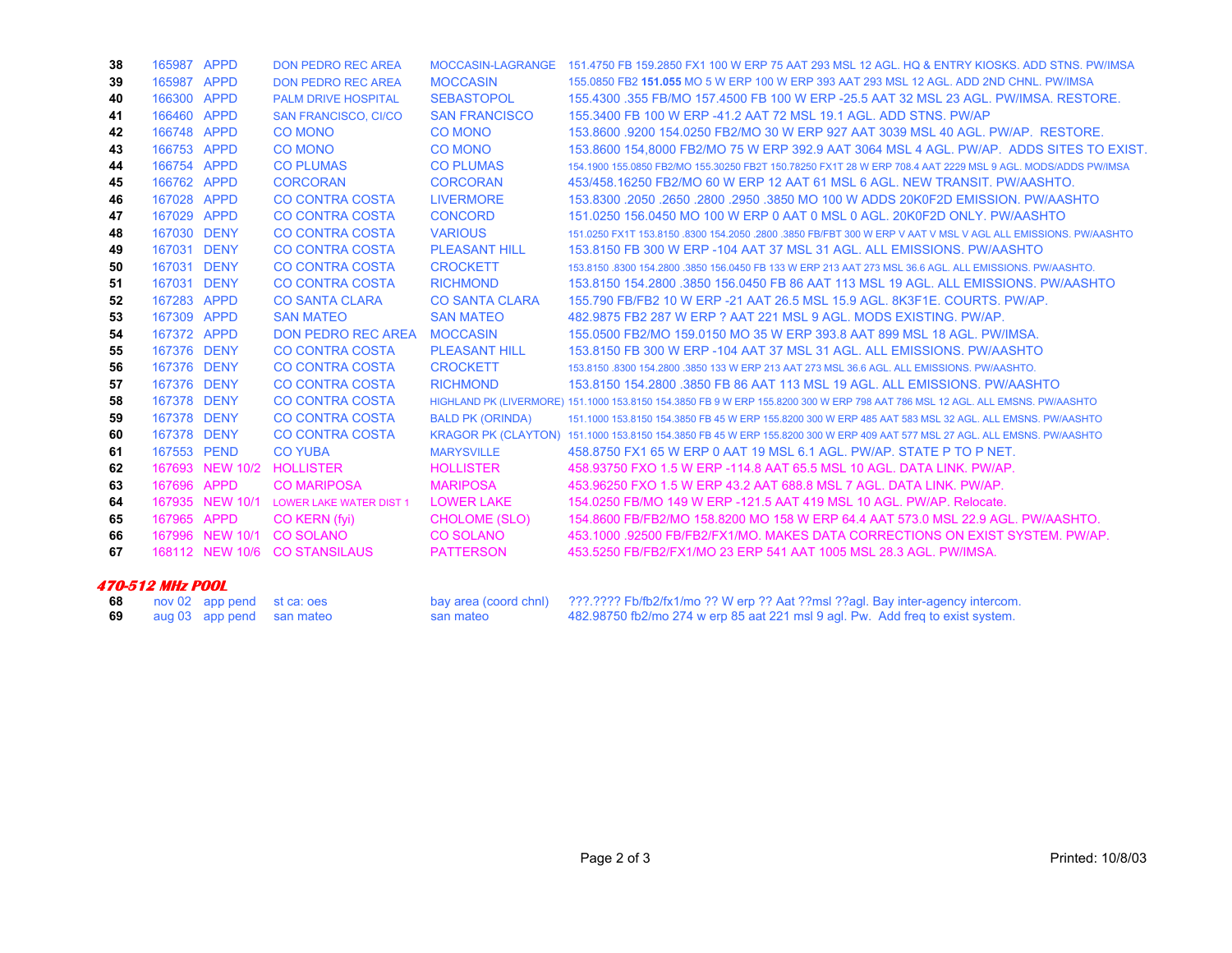| | | | | | |
|---|---|---|---|---|---|
| 38 | 165987 | APPD | DON PEDRO REC AREA | MOCCASIN-LAGRANGE | 151.4750 FB 159.2850 FX1 100 W ERP 75 AAT 293 MSL 12 AGL. HQ & ENTRY KIOSKS. ADD STNS. PW/IMSA |
| 39 | 165987 | APPD | DON PEDRO REC AREA | MOCCASIN | 155.0850 FB2 **151.055** MO 5 W ERP 100 W ERP 393 AAT 293 MSL 12 AGL. ADD 2ND CHNL. PW/IMSA |
| 40 | 166300 | APPD | PALM DRIVE HOSPITAL | SEBASTOPOL | 155.4300 .355 FB/MO 157.4500 FB 100 W ERP -25.5 AAT 32 MSL 23 AGL. PW/IMSA. RESTORE. |
| 41 | 166460 | APPD | SAN FRANCISCO, CI/CO | SAN FRANCISCO | 155.3400 FB 100 W ERP -41.2 AAT 72 MSL 19.1 AGL. ADD STNS. PW/AP |
| 42 | 166748 | APPD | CO MONO | CO MONO | 153.8600 .9200 154.0250 FB2/MO 30 W ERP 927 AAT 3039 MSL 40 AGL. PW/AP. RESTORE. |
| 43 | 166753 | APPD | CO MONO | CO MONO | 153.8600 154,8000 FB2/MO 75 W ERP 392.9 AAT 3064 MSL 4 AGL. PW/AP. ADDS SITES TO EXIST. |
| 44 | 166754 | APPD | CO PLUMAS | CO PLUMAS | 154.1900 155.0850 FB2/MO 155.30250 FB2T 150.78250 FX1T 28 W ERP 708.4 AAT 2229 MSL 9 AGL. MODS/ADDS PW/IMSA |
| 45 | 166762 | APPD | CORCORAN | CORCORAN | 453/458.16250 FB2/MO 60 W ERP 12 AAT 61 MSL 6 AGL. NEW TRANSIT. PW/AASHTO. |
| 46 | 167028 | APPD | CO CONTRA COSTA | LIVERMORE | 153.8300 .2050 .2650 .2800 .2950 .3850 MO 100 W ADDS 20K0F2D EMISSION. PW/AASHTO |
| 47 | 167029 | APPD | CO CONTRA COSTA | CONCORD | 151.0250 156.0450 MO 100 W ERP 0 AAT 0 MSL 0 AGL. 20K0F2D ONLY. PW/AASHTO |
| 48 | 167030 | DENY | CO CONTRA COSTA | VARIOUS | 151.0250 FX1T 153.8150 .8300 154.2050 .2800 .3850 FB/FBT 300 W ERP V AAT V MSL V AGL ALL EMISSIONS. PW/AASHTO |
| 49 | 167031 | DENY | CO CONTRA COSTA | PLEASANT HILL | 153.8150 FB 300 W ERP -104 AAT 37 MSL 31 AGL. ALL EMISSIONS. PW/AASHTO |
| 50 | 167031 | DENY | CO CONTRA COSTA | CROCKETT | 153.8150 .8300 154.2800 .3850 156.0450 FB 133 W ERP 213 AAT 273 MSL 36.6 AGL. ALL EMISSIONS. PW/AASHTO. |
| 51 | 167031 | DENY | CO CONTRA COSTA | RICHMOND | 153.8150 154.2800 .3850 156.0450 FB 86 AAT 113 MSL 19 AGL. ALL EMISSIONS. PW/AASHTO |
| 52 | 167283 | APPD | CO SANTA CLARA | CO SANTA CLARA | 155.790 FB/FB2 10 W ERP -21 AAT 26.5 MSL 15.9 AGL. 8K3F1E. COURTS. PW/AP. |
| 53 | 167309 | APPD | SAN MATEO | SAN MATEO | 482.9875 FB2 287 W ERP ? AAT 221 MSL 9 AGL. MODS EXISTING. PW/AP. |
| 54 | 167372 | APPD | DON PEDRO REC AREA | MOCCASIN | 155.0500 FB2/MO 159.0150 MO 35 W ERP 393.8 AAT 899 MSL 18 AGL. PW/IMSA. |
| 55 | 167376 | DENY | CO CONTRA COSTA | PLEASANT HILL | 153.8150 FB 300 W ERP -104 AAT 37 MSL 31 AGL. ALL EMISSIONS. PW/AASHTO |
| 56 | 167376 | DENY | CO CONTRA COSTA | CROCKETT | 153.8150 .8300 154.2800 .3850 133 W ERP 213 AAT 273 MSL 36.6 AGL. ALL EMISSIONS. PW/AASHTO. |
| 57 | 167376 | DENY | CO CONTRA COSTA | RICHMOND | 153.8150 154.2800 .3850 FB 86 AAT 113 MSL 19 AGL. ALL EMISSIONS. PW/AASHTO |
| 58 | 167378 | DENY | CO CONTRA COSTA | HIGHLAND PK (LIVERMORE) | 151.1000 153.8150 154.3850 FB 9 W ERP 155.8200 300 W ERP 798 AAT 786 MSL 12 AGL. ALL EMSNS. PW/AASHTO |
| 59 | 167378 | DENY | CO CONTRA COSTA | BALD PK (ORINDA) | 151.1000 153.8150 154.3850 FB 45 W ERP 155.8200 300 W ERP 485 AAT 583 MSL 32 AGL. ALL EMSNS. PW/AASHTO |
| 60 | 167378 | DENY | CO CONTRA COSTA | KRAGOR PK (CLAYTON) | 151.1000 153.8150 154.3850 FB 45 W ERP 155.8200 300 W ERP 409 AAT 577 MSL 27 AGL. ALL EMSNS. PW/AASHTO |
| 61 | 167553 | PEND | CO YUBA | MARYSVILLE | 458.8750 FX1 65 W ERP 0 AAT 19 MSL 6.1 AGL. PW/AP. STATE P TO P NET. |
| 62 | 167693 | NEW 10/2 | HOLLISTER | HOLLISTER | 458.93750 FXO 1.5 W ERP -114.8 AAT 65.5 MSL 10 AGL. DATA LINK. PW/AP. |
| 63 | 167696 | APPD | CO MARIPOSA | MARIPOSA | 453.96250 FXO 1.5 W ERP 43.2 AAT 688.8 MSL 7 AGL. DATA LINK. PW/AP. |
| 64 | 167935 | NEW 10/1 | LOWER LAKE WATER DIST 1 | LOWER LAKE | 154.0250 FB/MO 149 W ERP -121.5 AAT 419 MSL 10 AGL. PW/AP. Relocate. |
| 65 | 167965 | APPD | CO KERN (fyi) | CHOLOME (SLO) | 154.8600 FB/FB2/MO 158.8200 MO 158 W ERP 64.4 AAT 573.0 MSL 22.9 AGL. PW/AASHTO. |
| 66 | 167996 | NEW 10/1 | CO SOLANO | CO SOLANO | 453.1000 .92500 FB/FB2/FX1/MO. MAKES DATA CORRECTIONS ON EXIST SYSTEM. PW/AP. |
| 67 | 168112 | NEW 10/6 | CO STANSILAUS | PATTERSON | 453.5250 FB/FB2/FX1/MO 23 ERP 541 AAT 1005 MSL 28.3 AGL. PW/IMSA. |

### *470-512 MHz POOL*

| | | | | | |
|---|---|---|---|---|---|
| 68 | nov 02 | app pend | st ca: oes | bay area (coord chnl) | ???.???? Fb/fb2/fx1/mo ?? W erp ?? Aat ??msl ??agl. Bay inter-agency intercom. |
| 69 | aug 03 | app pend | san mateo | san mateo | 482.98750 fb2/mo 274 w erp 85 aat 221 msl 9 agl. Pw. Add freq to exist system. |

Printed: 10/8/03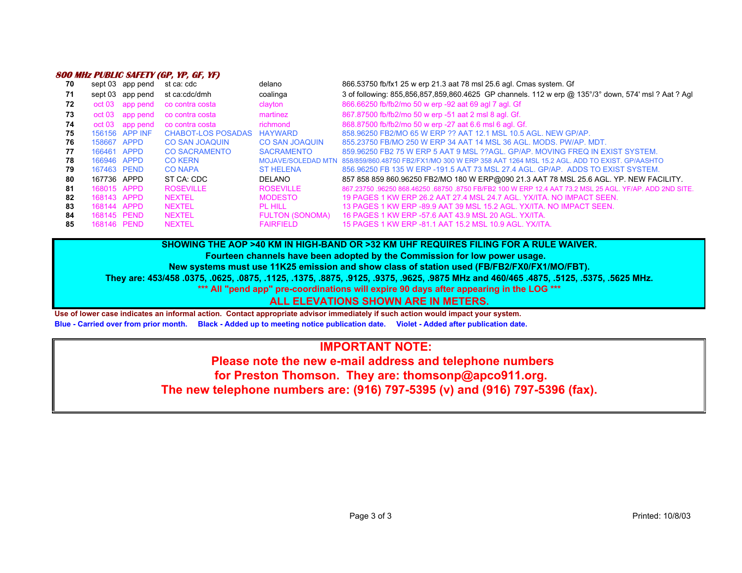### *800 MHz PUBLIC SAFETY (GP, YP, GF, YF)*

| | | | | | |
|---|---|---|---|---|---|
| 70 | sept 03 | app pend | st ca: cdc | delano | 866.53750 fb/fx1 25 w erp 21.3 aat 78 msl 25.6 agl. Cmas system. Gf |
| 71 | sept 03 | app pend | st ca:cdc/dmh | coalinga | 3 of following: 855,856,857,859,860.4625 GP channels. 112 w erp @ 135°/3° down, 574' msl ? Aat ? Agl |
| 72 | oct 03 | app pend | co contra costa | clayton | 866.66250 fb/fb2/mo 50 w erp -92 aat 69 agl 7 agl. Gf |
| 73 | oct 03 | app pend | co contra costa | martinez | 867.87500 fb/fb2/mo 50 w erp -51 aat 2 msl 8 agl. Gf. |
| 74 | oct 03 | app pend | co contra costa | richmond | 868.87500 fb/fb2/mo 50 w erp -27 aat 6.6 msl 6 agl. Gf. |
| 75 | 156156 | APP INF | CHABOT-LOS POSADAS | HAYWARD | 858.96250 FB2/MO 65 W ERP ?? AAT 12.1 MSL 10.5 AGL. NEW GP/AP. |
| 76 | 158667 | APPD | CO SAN JOAQUIN | CO SAN JOAQUIN | 855.23750 FB/MO 250 W ERP 34 AAT 14 MSL 36 AGL. MODS. PW/AP. MDT. |
| 77 | 166461 | APPD | CO SACRAMENTO | SACRAMENTO | 859.96250 FB2 75 W ERP 5 AAT 9 MSL ??AGL. GP/AP. MOVING FREQ IN EXIST SYSTEM. |
| 78 | 166946 | APPD | CO KERN | MOJAVE/SOLEDAD MTN | 858/859/860.48750 FB2/FX1/MO 300 W ERP 358 AAT 1264 MSL 15.2 AGL. ADD TO EXIST. GP/AASHTO |
| 79 | 167463 | PEND | CO NAPA | ST HELENA | 856.96250 FB 135 W ERP -191.5 AAT 73 MSL 27.4 AGL. GP/AP. ADDS TO EXIST SYSTEM. |
| 80 | 167736 | APPD | ST CA: CDC | DELANO | 857 858 859 860.96250 FB2/MO 180 W ERP@090 21.3 AAT 78 MSL 25.6 AGL. YP. NEW FACILITY. |
| 81 | 168015 | APPD | ROSEVILLE | ROSEVILLE | 867.23750 .96250 868.46250 .68750 .8750 FB/FB2 100 W ERP 12.4 AAT 73.2 MSL 25 AGL. YF/AP. ADD 2ND SITE. |
| 82 | 168143 | APPD | NEXTEL | MODESTO | 19 PAGES 1 KW ERP 26.2 AAT 27.4 MSL 24.7 AGL. YX/ITA. NO IMPACT SEEN. |
| 83 | 168144 | APPD | NEXTEL | PL HILL | 13 PAGES 1 KW ERP -89.9 AAT 39 MSL 15.2 AGL. YX/ITA. NO IMPACT SEEN. |
| 84 | 168145 | PEND | NEXTEL | FULTON (SONOMA) | 16 PAGES 1 KW ERP -57.6 AAT 43.9 MSL 20 AGL. YX/ITA. |
| 85 | 168146 | PEND | NEXTEL | FAIRFIELD | 15 PAGES 1 KW ERP -81.1 AAT 15.2 MSL 10.9 AGL. YX/ITA. |

**SHOWING THE AOP >40 KM IN HIGH-BAND OR >32 KM UHF REQUIRES FILING FOR A RULE WAIVER.**
**Fourteen channels have been adopted by the Commission for low power usage.**
**New systems must use 11K25 emission and show class of station used (FB/FB2/FX0/FX1/MO/FBT).**
**They are: 453/458 .0375, .0625, .0875, .1125, .1375, .8875, .9125, .9375, .9625, .9875 MHz and 460/465 .4875, .5125, .5375, .5625 MHz.**
**\*\*\* All "pend app" pre-coordinations will expire 90 days after appearing in the LOG \*\*\***
**ALL ELEVATIONS SHOWN ARE IN METERS.**

**Use of lower case indicates an informal action. Contact appropriate advisor immediately if such action would impact your system.**

**Blue - Carried over from prior month. Black - Added up to meeting notice publication date. Violet - Added after publication date.**

**IMPORTANT NOTE:**
**Please note the new e-mail address and telephone numbers for Preston Thomson. They are: thomsonp@apco911.org.**
**The new telephone numbers are: (916) 797-5395 (v) and (916) 797-5396 (fax).**

Printed: 10/8/03